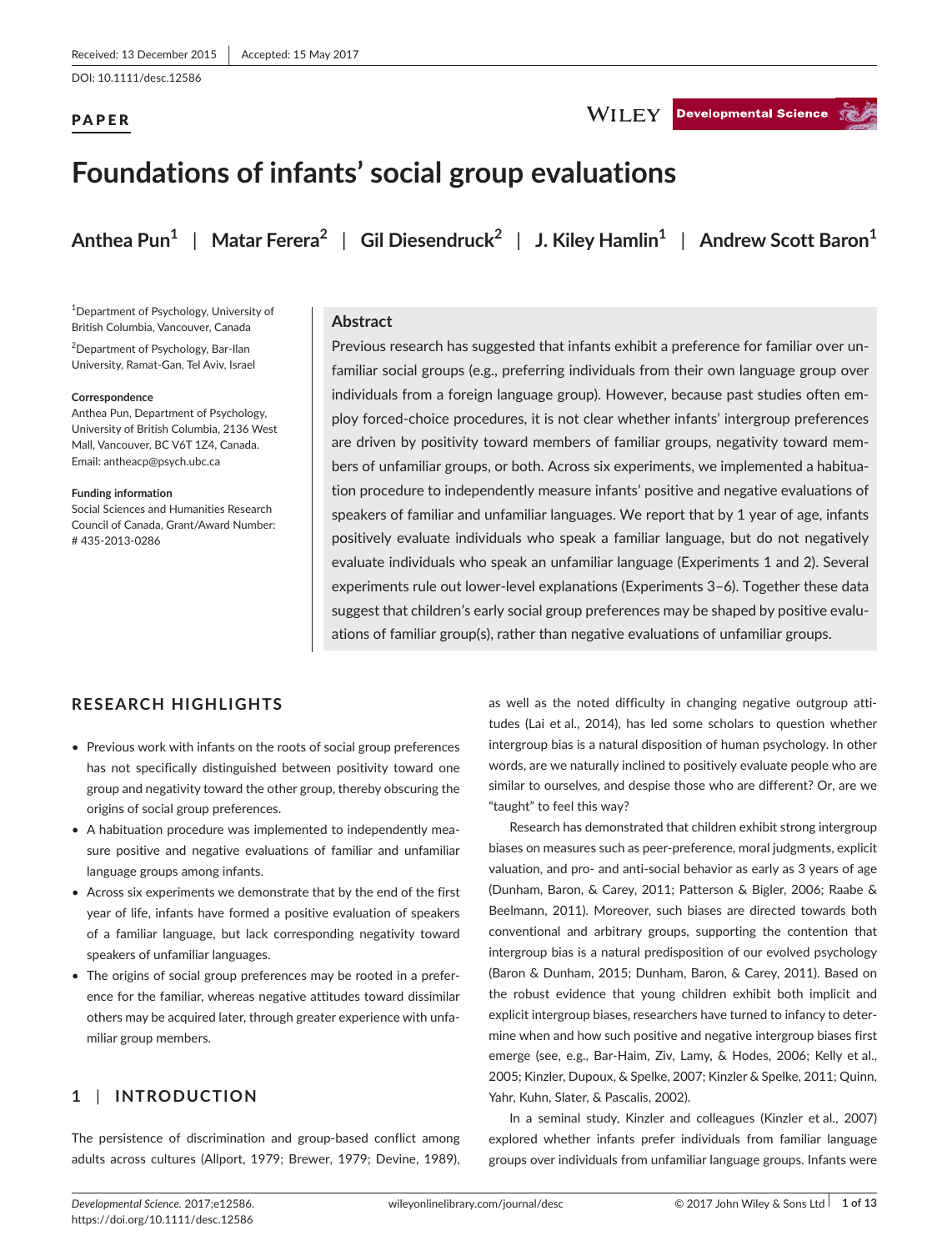Received: 13 December 2015 | Accepted: 15 May 2017

DOI: 10.1111/desc.12586

**PAPER**

# Foundations of infants' social group evaluations

**Anthea Pun[1] | Matar Ferera[2] | Gil Diesendruck[2] | J. Kiley Hamlin[1] | Andrew Scott Baron[1]**

[1]Department of Psychology, University of British Columbia, Vancouver, Canada

[2]Department of Psychology, Bar-Ilan University, Ramat-Gan, Tel Aviv, Israel

**Correspondence**
Anthea Pun, Department of Psychology, University of British Columbia, 2136 West Mall, Vancouver, BC V6T 1Z4, Canada.
Email: antheacp@psych.ubc.ca

**Funding information**
Social Sciences and Humanities Research Council of Canada, Grant/Award Number: # 435-2013-0286

## Abstract

Previous research has suggested that infants exhibit a preference for familiar over unfamiliar social groups (e.g., preferring individuals from their own language group over individuals from a foreign language group). However, because past studies often employ forced-choice procedures, it is not clear whether infants' intergroup preferences are driven by positivity toward members of familiar groups, negativity toward members of unfamiliar groups, or both. Across six experiments, we implemented a habituation procedure to independently measure infants' positive and negative evaluations of speakers of familiar and unfamiliar languages. We report that by 1 year of age, infants positively evaluate individuals who speak a familiar language, but do not negatively evaluate individuals who speak an unfamiliar language (Experiments 1 and 2). Several experiments rule out lower-level explanations (Experiments 3–6). Together these data suggest that children's early social group preferences may be shaped by positive evaluations of familiar group(s), rather than negative evaluations of unfamiliar groups.

## RESEARCH HIGHLIGHTS

- Previous work with infants on the roots of social group preferences has not specifically distinguished between positivity toward one group and negativity toward the other group, thereby obscuring the origins of social group preferences.
- A habituation procedure was implemented to independently measure positive and negative evaluations of familiar and unfamiliar language groups among infants.
- Across six experiments we demonstrate that by the end of the first year of life, infants have formed a positive evaluation of speakers of a familiar language, but lack corresponding negativity toward speakers of unfamiliar languages.
- The origins of social group preferences may be rooted in a preference for the familiar, whereas negative attitudes toward dissimilar others may be acquired later, through greater experience with unfamiliar group members.

## 1 | INTRODUCTION

The persistence of discrimination and group-based conflict among adults across cultures (Allport, 1979; Brewer, 1979; Devine, 1989), as well as the noted difficulty in changing negative outgroup attitudes (Lai et al., 2014), has led some scholars to question whether intergroup bias is a natural disposition of human psychology. In other words, are we naturally inclined to positively evaluate people who are similar to ourselves, and despise those who are different? Or, are we "taught" to feel this way?

Research has demonstrated that children exhibit strong intergroup biases on measures such as peer-preference, moral judgments, explicit valuation, and pro- and anti-social behavior as early as 3 years of age (Dunham, Baron, & Carey, 2011; Patterson & Bigler, 2006; Raabe & Beelmann, 2011). Moreover, such biases are directed towards both conventional and arbitrary groups, supporting the contention that intergroup bias is a natural predisposition of our evolved psychology (Baron & Dunham, 2015; Dunham, Baron, & Carey, 2011). Based on the robust evidence that young children exhibit both implicit and explicit intergroup biases, researchers have turned to infancy to determine when and how such positive and negative intergroup biases first emerge (see, e.g., Bar-Haim, Ziv, Lamy, & Hodes, 2006; Kelly et al., 2005; Kinzler, Dupoux, & Spelke, 2007; Kinzler & Spelke, 2011; Quinn, Yahr, Kuhn, Slater, & Pascalis, 2002).

In a seminal study, Kinzler and colleagues (Kinzler et al., 2007) explored whether infants prefer individuals from familiar language groups over individuals from unfamiliar language groups. Infants were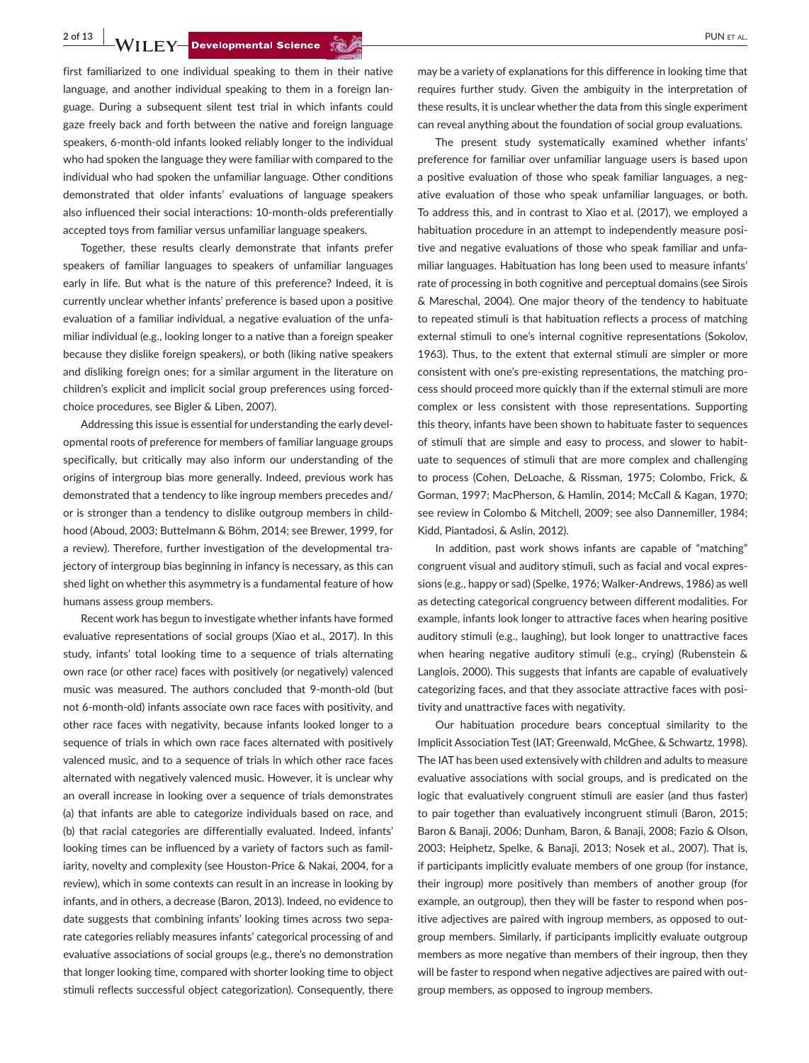first familiarized to one individual speaking to them in their native language, and another individual speaking to them in a foreign language. During a subsequent silent test trial in which infants could gaze freely back and forth between the native and foreign language speakers, 6-month-old infants looked reliably longer to the individual who had spoken the language they were familiar with compared to the individual who had spoken the unfamiliar language. Other conditions demonstrated that older infants' evaluations of language speakers also influenced their social interactions: 10-month-olds preferentially accepted toys from familiar versus unfamiliar language speakers.

Together, these results clearly demonstrate that infants prefer speakers of familiar languages to speakers of unfamiliar languages early in life. But what is the nature of this preference? Indeed, it is currently unclear whether infants' preference is based upon a positive evaluation of a familiar individual, a negative evaluation of the unfamiliar individual (e.g., looking longer to a native than a foreign speaker because they dislike foreign speakers), or both (liking native speakers and disliking foreign ones; for a similar argument in the literature on children's explicit and implicit social group preferences using forced-choice procedures, see Bigler & Liben, 2007).

Addressing this issue is essential for understanding the early developmental roots of preference for members of familiar language groups specifically, but critically may also inform our understanding of the origins of intergroup bias more generally. Indeed, previous work has demonstrated that a tendency to like ingroup members precedes and/or is stronger than a tendency to dislike outgroup members in childhood (Aboud, 2003; Buttelmann & Böhm, 2014; see Brewer, 1999, for a review). Therefore, further investigation of the developmental trajectory of intergroup bias beginning in infancy is necessary, as this can shed light on whether this asymmetry is a fundamental feature of how humans assess group members.

Recent work has begun to investigate whether infants have formed evaluative representations of social groups (Xiao et al., 2017). In this study, infants' total looking time to a sequence of trials alternating own race (or other race) faces with positively (or negatively) valenced music was measured. The authors concluded that 9-month-old (but not 6-month-old) infants associate own race faces with positivity, and other race faces with negativity, because infants looked longer to a sequence of trials in which own race faces alternated with positively valenced music, and to a sequence of trials in which other race faces alternated with negatively valenced music. However, it is unclear why an overall increase in looking over a sequence of trials demonstrates (a) that infants are able to categorize individuals based on race, and (b) that racial categories are differentially evaluated. Indeed, infants' looking times can be influenced by a variety of factors such as familiarity, novelty and complexity (see Houston-Price & Nakai, 2004, for a review), which in some contexts can result in an increase in looking by infants, and in others, a decrease (Baron, 2013). Indeed, no evidence to date suggests that combining infants' looking times across two separate categories reliably measures infants' categorical processing of and evaluative associations of social groups (e.g., there's no demonstration that longer looking time, compared with shorter looking time to object stimuli reflects successful object categorization). Consequently, there may be a variety of explanations for this difference in looking time that requires further study. Given the ambiguity in the interpretation of these results, it is unclear whether the data from this single experiment can reveal anything about the foundation of social group evaluations.

The present study systematically examined whether infants' preference for familiar over unfamiliar language users is based upon a positive evaluation of those who speak familiar languages, a negative evaluation of those who speak unfamiliar languages, or both. To address this, and in contrast to Xiao et al. (2017), we employed a habituation procedure in an attempt to independently measure positive and negative evaluations of those who speak familiar and unfamiliar languages. Habituation has long been used to measure infants' rate of processing in both cognitive and perceptual domains (see Sirois & Mareschal, 2004). One major theory of the tendency to habituate to repeated stimuli is that habituation reflects a process of matching external stimuli to one's internal cognitive representations (Sokolov, 1963). Thus, to the extent that external stimuli are simpler or more consistent with one's pre-existing representations, the matching process should proceed more quickly than if the external stimuli are more complex or less consistent with those representations. Supporting this theory, infants have been shown to habituate faster to sequences of stimuli that are simple and easy to process, and slower to habituate to sequences of stimuli that are more complex and challenging to process (Cohen, DeLoache, & Rissman, 1975; Colombo, Frick, & Gorman, 1997; MacPherson, & Hamlin, 2014; McCall & Kagan, 1970; see review in Colombo & Mitchell, 2009; see also Dannemiller, 1984; Kidd, Piantadosi, & Aslin, 2012).

In addition, past work shows infants are capable of "matching" congruent visual and auditory stimuli, such as facial and vocal expressions (e.g., happy or sad) (Spelke, 1976; Walker-Andrews, 1986) as well as detecting categorical congruency between different modalities. For example, infants look longer to attractive faces when hearing positive auditory stimuli (e.g., laughing), but look longer to unattractive faces when hearing negative auditory stimuli (e.g., crying) (Rubenstein & Langlois, 2000). This suggests that infants are capable of evaluatively categorizing faces, and that they associate attractive faces with positivity and unattractive faces with negativity.

Our habituation procedure bears conceptual similarity to the Implicit Association Test (IAT; Greenwald, McGhee, & Schwartz, 1998). The IAT has been used extensively with children and adults to measure evaluative associations with social groups, and is predicated on the logic that evaluatively congruent stimuli are easier (and thus faster) to pair together than evaluatively incongruent stimuli (Baron, 2015; Baron & Banaji, 2006; Dunham, Baron, & Banaji, 2008; Fazio & Olson, 2003; Heiphetz, Spelke, & Banaji, 2013; Nosek et al., 2007). That is, if participants implicitly evaluate members of one group (for instance, their ingroup) more positively than members of another group (for example, an outgroup), then they will be faster to respond when positive adjectives are paired with ingroup members, as opposed to outgroup members. Similarly, if participants implicitly evaluate outgroup members as more negative than members of their ingroup, then they will be faster to respond when negative adjectives are paired with outgroup members, as opposed to ingroup members.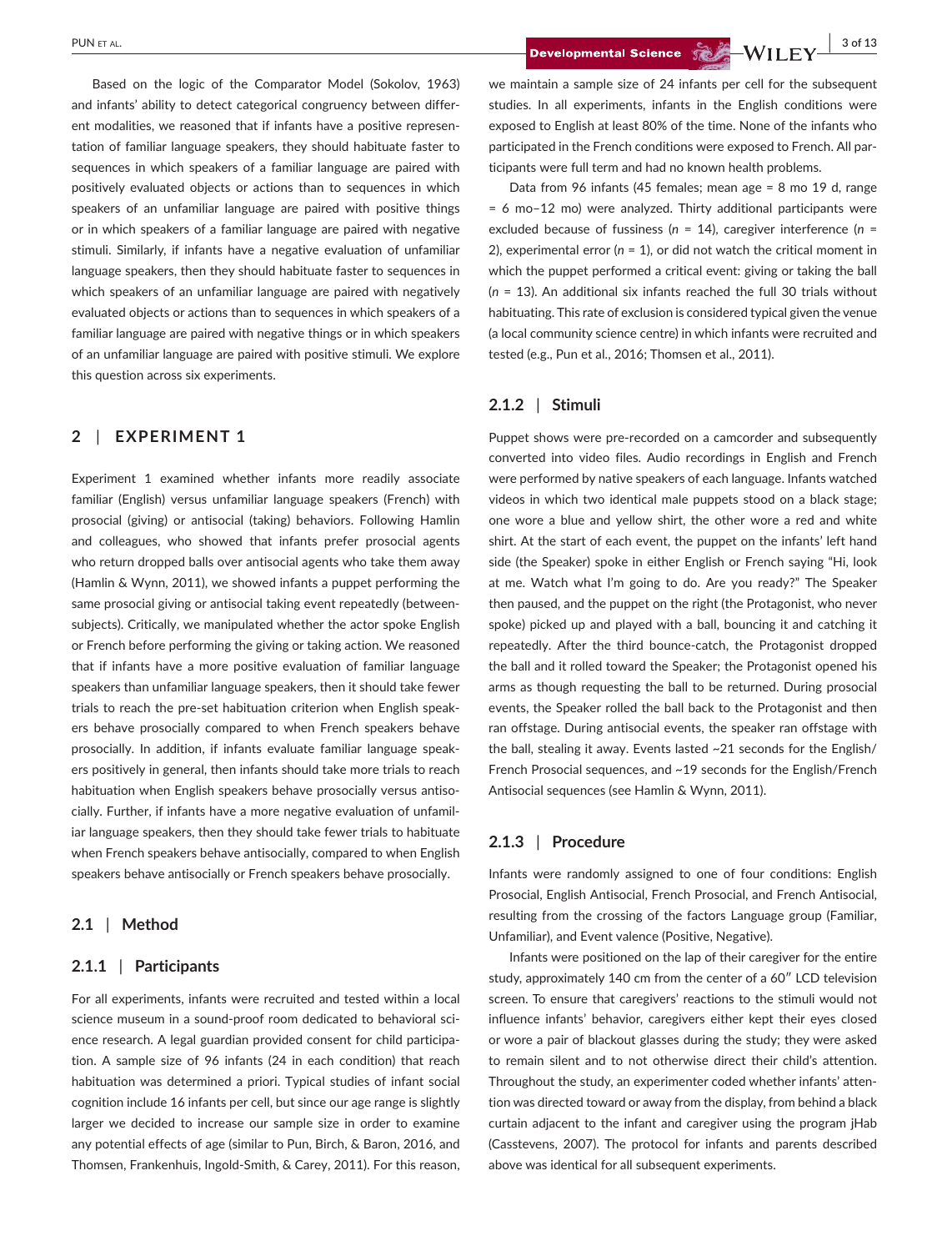Based on the logic of the Comparator Model (Sokolov, 1963) and infants' ability to detect categorical congruency between different modalities, we reasoned that if infants have a positive representation of familiar language speakers, they should habituate faster to sequences in which speakers of a familiar language are paired with positively evaluated objects or actions than to sequences in which speakers of an unfamiliar language are paired with positive things or in which speakers of a familiar language are paired with negative stimuli. Similarly, if infants have a negative evaluation of unfamiliar language speakers, then they should habituate faster to sequences in which speakers of an unfamiliar language are paired with negatively evaluated objects or actions than to sequences in which speakers of a familiar language are paired with negative things or in which speakers of an unfamiliar language are paired with positive stimuli. We explore this question across six experiments.

## 2 | EXPERIMENT 1

Experiment 1 examined whether infants more readily associate familiar (English) versus unfamiliar language speakers (French) with prosocial (giving) or antisocial (taking) behaviors. Following Hamlin and colleagues, who showed that infants prefer prosocial agents who return dropped balls over antisocial agents who take them away (Hamlin & Wynn, 2011), we showed infants a puppet performing the same prosocial giving or antisocial taking event repeatedly (between-subjects). Critically, we manipulated whether the actor spoke English or French before performing the giving or taking action. We reasoned that if infants have a more positive evaluation of familiar language speakers than unfamiliar language speakers, then it should take fewer trials to reach the pre-set habituation criterion when English speakers behave prosocially compared to when French speakers behave prosocially. In addition, if infants evaluate familiar language speakers positively in general, then infants should take more trials to reach habituation when English speakers behave prosocially versus antisocially. Further, if infants have a more negative evaluation of unfamiliar language speakers, then they should take fewer trials to habituate when French speakers behave antisocially, compared to when English speakers behave antisocially or French speakers behave prosocially.

### 2.1 | Method

#### 2.1.1 | Participants

For all experiments, infants were recruited and tested within a local science museum in a sound-proof room dedicated to behavioral science research. A legal guardian provided consent for child participation. A sample size of 96 infants (24 in each condition) that reach habituation was determined a priori. Typical studies of infant social cognition include 16 infants per cell, but since our age range is slightly larger we decided to increase our sample size in order to examine any potential effects of age (similar to Pun, Birch, & Baron, 2016, and Thomsen, Frankenhuis, Ingold-Smith, & Carey, 2011). For this reason, we maintain a sample size of 24 infants per cell for the subsequent studies. In all experiments, infants in the English conditions were exposed to English at least 80% of the time. None of the infants who participated in the French conditions were exposed to French. All participants were full term and had no known health problems.

Data from 96 infants (45 females; mean age = 8 mo 19 d, range = 6 mo–12 mo) were analyzed. Thirty additional participants were excluded because of fussiness (*n* = 14), caregiver interference (*n* = 2), experimental error (*n* = 1), or did not watch the critical moment in which the puppet performed a critical event: giving or taking the ball (*n* = 13). An additional six infants reached the full 30 trials without habituating. This rate of exclusion is considered typical given the venue (a local community science centre) in which infants were recruited and tested (e.g., Pun et al., 2016; Thomsen et al., 2011).

#### 2.1.2 | Stimuli

Puppet shows were pre-recorded on a camcorder and subsequently converted into video files. Audio recordings in English and French were performed by native speakers of each language. Infants watched videos in which two identical male puppets stood on a black stage; one wore a blue and yellow shirt, the other wore a red and white shirt. At the start of each event, the puppet on the infants' left hand side (the Speaker) spoke in either English or French saying "Hi, look at me. Watch what I'm going to do. Are you ready?" The Speaker then paused, and the puppet on the right (the Protagonist, who never spoke) picked up and played with a ball, bouncing it and catching it repeatedly. After the third bounce-catch, the Protagonist dropped the ball and it rolled toward the Speaker; the Protagonist opened his arms as though requesting the ball to be returned. During prosocial events, the Speaker rolled the ball back to the Protagonist and then ran offstage. During antisocial events, the speaker ran offstage with the ball, stealing it away. Events lasted ~21 seconds for the English/French Prosocial sequences, and ~19 seconds for the English/French Antisocial sequences (see Hamlin & Wynn, 2011).

#### 2.1.3 | Procedure

Infants were randomly assigned to one of four conditions: English Prosocial, English Antisocial, French Prosocial, and French Antisocial, resulting from the crossing of the factors Language group (Familiar, Unfamiliar), and Event valence (Positive, Negative).

Infants were positioned on the lap of their caregiver for the entire study, approximately 140 cm from the center of a 60″ LCD television screen. To ensure that caregivers' reactions to the stimuli would not influence infants' behavior, caregivers either kept their eyes closed or wore a pair of blackout glasses during the study; they were asked to remain silent and to not otherwise direct their child's attention. Throughout the study, an experimenter coded whether infants' attention was directed toward or away from the display, from behind a black curtain adjacent to the infant and caregiver using the program jHab (Casstevens, 2007). The protocol for infants and parents described above was identical for all subsequent experiments.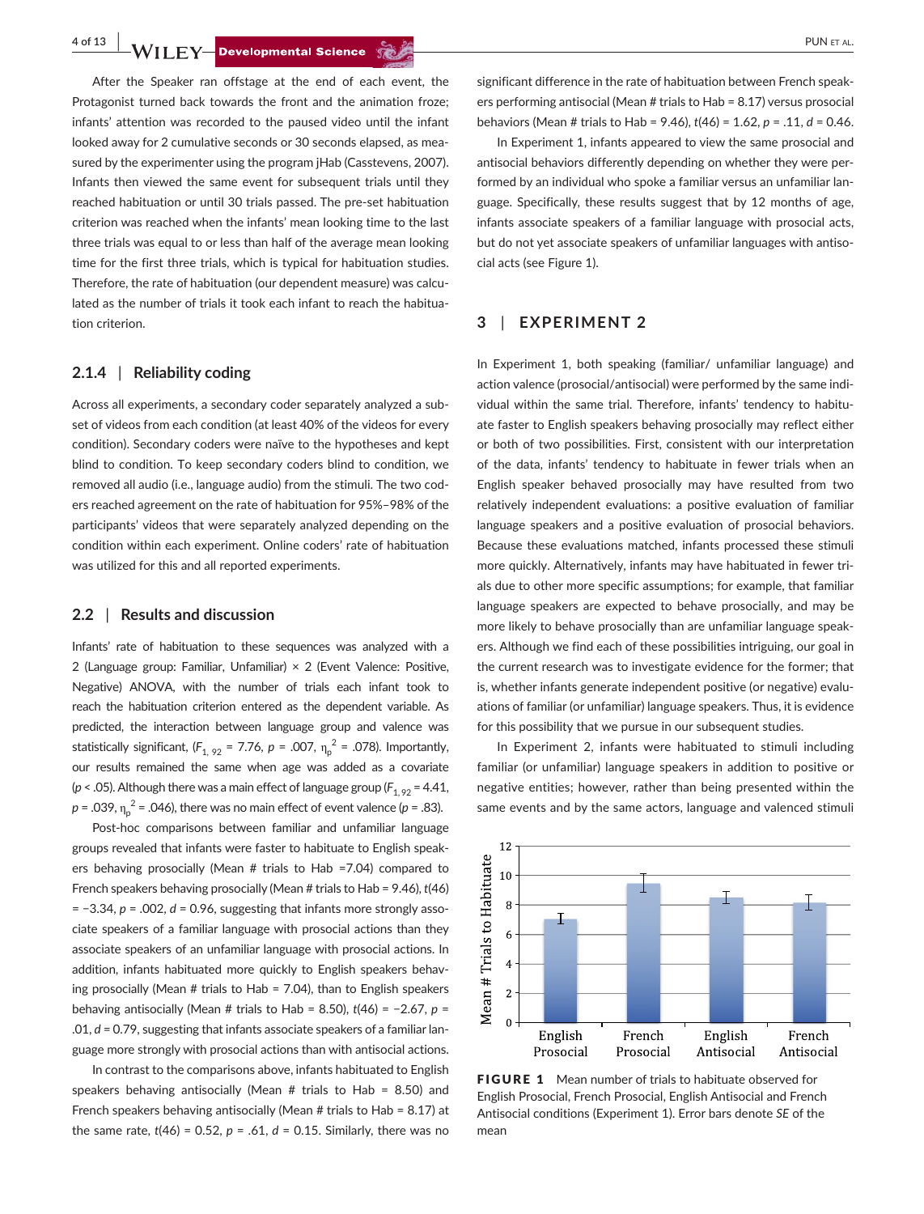After the Speaker ran offstage at the end of each event, the Protagonist turned back towards the front and the animation froze; infants' attention was recorded to the paused video until the infant looked away for 2 cumulative seconds or 30 seconds elapsed, as measured by the experimenter using the program jHab (Casstevens, 2007). Infants then viewed the same event for subsequent trials until they reached habituation or until 30 trials passed. The pre-set habituation criterion was reached when the infants' mean looking time to the last three trials was equal to or less than half of the average mean looking time for the first three trials, which is typical for habituation studies. Therefore, the rate of habituation (our dependent measure) was calculated as the number of trials it took each infant to reach the habituation criterion.

### 2.1.4 | Reliability coding

Across all experiments, a secondary coder separately analyzed a subset of videos from each condition (at least 40% of the videos for every condition). Secondary coders were naïve to the hypotheses and kept blind to condition. To keep secondary coders blind to condition, we removed all audio (i.e., language audio) from the stimuli. The two coders reached agreement on the rate of habituation for 95%–98% of the participants' videos that were separately analyzed depending on the condition within each experiment. Online coders' rate of habituation was utilized for this and all reported experiments.

## 2.2 | Results and discussion

Infants' rate of habituation to these sequences was analyzed with a 2 (Language group: Familiar, Unfamiliar) × 2 (Event Valence: Positive, Negative) ANOVA, with the number of trials each infant took to reach the habituation criterion entered as the dependent variable. As predicted, the interaction between language group and valence was statistically significant, ($F_{1, 92} = 7.76$, $p = .007$, $\eta_p^2 = .078$). Importantly, our results remained the same when age was added as a covariate ($p < .05$). Although there was a main effect of language group ($F_{1, 92} = 4.41$, $p = .039$, $\eta_p^2 = .046$), there was no main effect of event valence ($p = .83$).

Post-hoc comparisons between familiar and unfamiliar language groups revealed that infants were faster to habituate to English speakers behaving prosocially (Mean # trials to Hab =7.04) compared to French speakers behaving prosocially (Mean # trials to Hab = 9.46), $t(46) = -3.34$, $p = .002$, $d = 0.96$, suggesting that infants more strongly associate speakers of a familiar language with prosocial actions than they associate speakers of an unfamiliar language with prosocial actions. In addition, infants habituated more quickly to English speakers behaving prosocially (Mean # trials to Hab = 7.04), than to English speakers behaving antisocially (Mean # trials to Hab = 8.50), $t(46) = -2.67$, $p = .01$, $d = 0.79$, suggesting that infants associate speakers of a familiar language more strongly with prosocial actions than with antisocial actions.

In contrast to the comparisons above, infants habituated to English speakers behaving antisocially (Mean # trials to Hab = 8.50) and French speakers behaving antisocially (Mean # trials to Hab = 8.17) at the same rate, $t(46) = 0.52$, $p = .61$, $d = 0.15$. Similarly, there was no significant difference in the rate of habituation between French speakers performing antisocial (Mean # trials to Hab = 8.17) versus prosocial behaviors (Mean # trials to Hab = 9.46), $t(46) = 1.62$, $p = .11$, $d = 0.46$.

In Experiment 1, infants appeared to view the same prosocial and antisocial behaviors differently depending on whether they were performed by an individual who spoke a familiar versus an unfamiliar language. Specifically, these results suggest that by 12 months of age, infants associate speakers of a familiar language with prosocial acts, but do not yet associate speakers of unfamiliar languages with antisocial acts (see Figure 1).

# 3 | EXPERIMENT 2

In Experiment 1, both speaking (familiar/ unfamiliar language) and action valence (prosocial/antisocial) were performed by the same individual within the same trial. Therefore, infants' tendency to habituate faster to English speakers behaving prosocially may reflect either or both of two possibilities. First, consistent with our interpretation of the data, infants' tendency to habituate in fewer trials when an English speaker behaved prosocially may have resulted from two relatively independent evaluations: a positive evaluation of familiar language speakers and a positive evaluation of prosocial behaviors. Because these evaluations matched, infants processed these stimuli more quickly. Alternatively, infants may have habituated in fewer trials due to other more specific assumptions; for example, that familiar language speakers are expected to behave prosocially, and may be more likely to behave prosocially than are unfamiliar language speakers. Although we find each of these possibilities intriguing, our goal in the current research was to investigate evidence for the former; that is, whether infants generate independent positive (or negative) evaluations of familiar (or unfamiliar) language speakers. Thus, it is evidence for this possibility that we pursue in our subsequent studies.

In Experiment 2, infants were habituated to stimuli including familiar (or unfamiliar) language speakers in addition to positive or negative entities; however, rather than being presented within the same events and by the same actors, language and valenced stimuli

**FIGURE 1** Mean number of trials to habituate observed for English Prosocial, French Prosocial, English Antisocial and French Antisocial conditions (Experiment 1). Error bars denote *SE* of the mean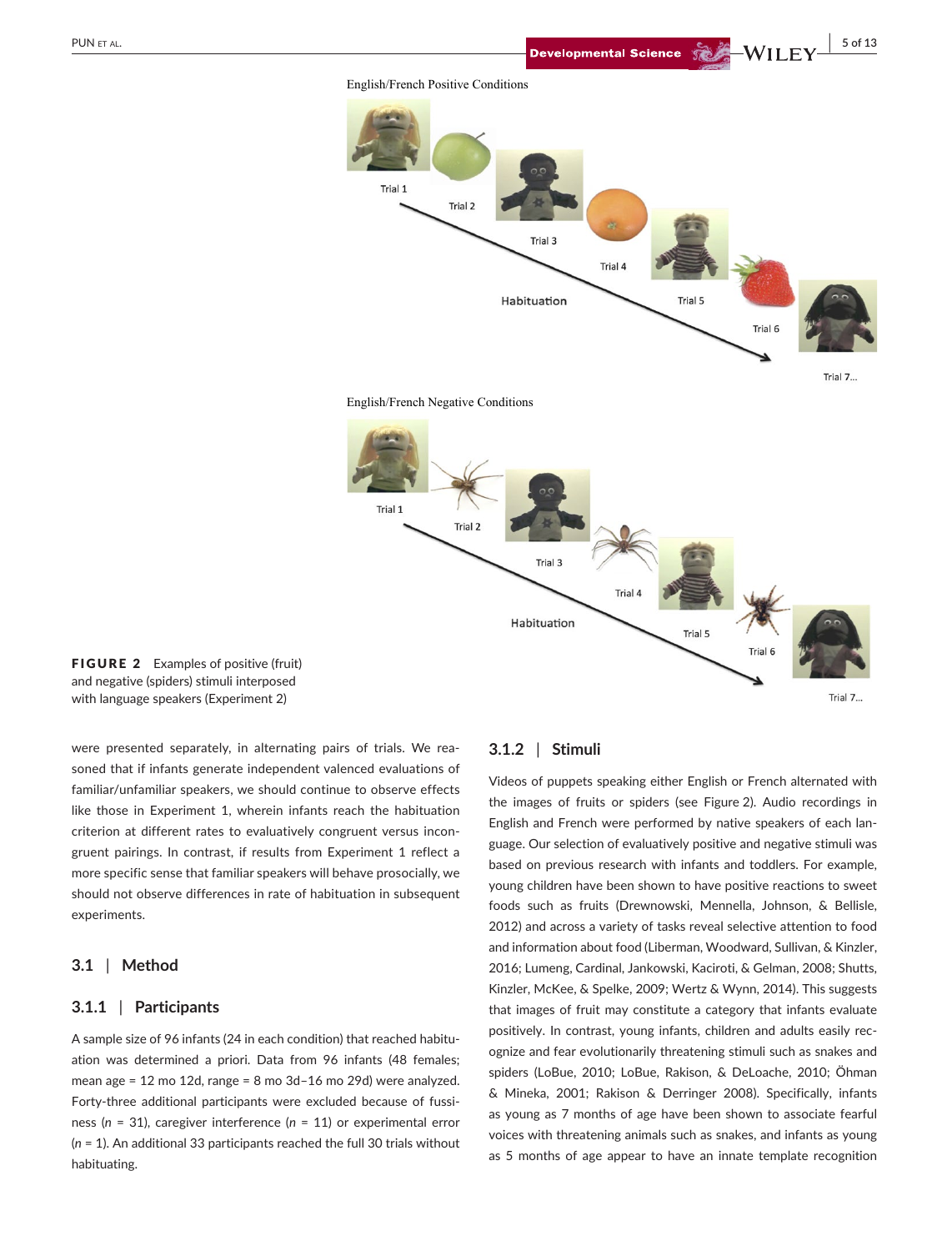English/French Positive Conditions

English/French Negative Conditions

FIGURE 2 Examples of positive (fruit) and negative (spiders) stimuli interposed with language speakers (Experiment 2)

were presented separately, in alternating pairs of trials. We reasoned that if infants generate independent valenced evaluations of familiar/unfamiliar speakers, we should continue to observe effects like those in Experiment 1, wherein infants reach the habituation criterion at different rates to evaluatively congruent versus incongruent pairings. In contrast, if results from Experiment 1 reflect a more specific sense that familiar speakers will behave prosocially, we should not observe differences in rate of habituation in subsequent experiments.

## 3.1 | Method

### 3.1.1 | Participants

A sample size of 96 infants (24 in each condition) that reached habituation criterion was determined a priori. Data from 96 infants (48 females; mean age = 12 mo 12d, range = 8 mo 3d–16 mo 29d) were analyzed. Forty-three additional participants were excluded because of fussiness ($n$ = 31), caregiver interference ($n$ = 11) or experimental error ($n$ = 1). An additional 33 participants reached the full 30 trials without habituating.

### 3.1.2 | Stimuli

Videos of puppets speaking either English or French alternated with the images of fruits or spiders (see Figure 2). Audio recordings in English and French were performed by native speakers of each language. Our selection of evaluatively positive and negative stimuli was based on previous research with infants and toddlers. For example, young children have been shown to have positive reactions to sweet foods such as fruits (Drewnowski, Mennella, Johnson, & Bellisle, 2012) and across a variety of tasks reveal selective attention to food and information about food (Liberman, Woodward, Sullivan, & Kinzler, 2016; Lumeng, Cardinal, Jankowski, Kaciroti, & Gelman, 2008; Shutts, Kinzler, McKee, & Spelke, 2009; Wertz & Wynn, 2014). This suggests that images of fruit may constitute a category that infants evaluate positively. In contrast, young infants, children and adults easily recognize and fear evolutionarily threatening stimuli such as snakes and spiders (LoBue, 2010; LoBue, Rakison, & DeLoache, 2010; Öhman & Mineka, 2001; Rakison & Derringer 2008). Specifically, infants as young as 7 months of age have been shown to associate fearful voices with threatening animals such as snakes, and infants as young as 5 months of age appear to have an innate template recognition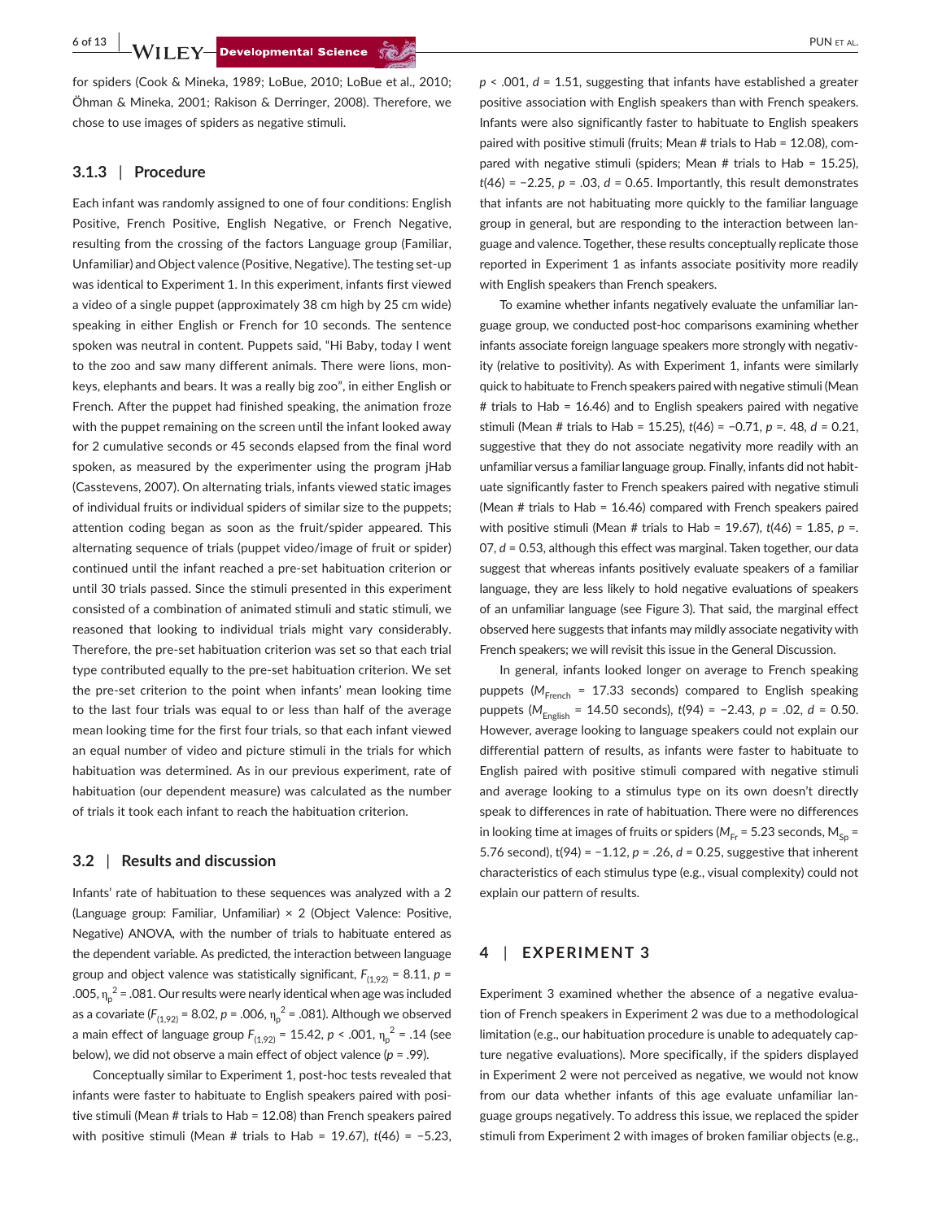for spiders (Cook & Mineka, 1989; LoBue, 2010; LoBue et al., 2010; Öhman & Mineka, 2001; Rakison & Derringer, 2008). Therefore, we chose to use images of spiders as negative stimuli.

### 3.1.3 | Procedure

Each infant was randomly assigned to one of four conditions: English Positive, French Positive, English Negative, or French Negative, resulting from the crossing of the factors Language group (Familiar, Unfamiliar) and Object valence (Positive, Negative). The testing set-up was identical to Experiment 1. In this experiment, infants first viewed a video of a single puppet (approximately 38 cm high by 25 cm wide) speaking in either English or French for 10 seconds. The sentence spoken was neutral in content. Puppets said, "Hi Baby, today I went to the zoo and saw many different animals. There were lions, monkeys, elephants and bears. It was a really big zoo", in either English or French. After the puppet had finished speaking, the animation froze with the puppet remaining on the screen until the infant looked away for 2 cumulative seconds or 45 seconds elapsed from the final word spoken, as measured by the experimenter using the program jHab (Casstevens, 2007). On alternating trials, infants viewed static images of individual fruits or individual spiders of similar size to the puppets; attention coding began as soon as the fruit/spider appeared. This alternating sequence of trials (puppet video/image of fruit or spider) continued until the infant reached a pre-set habituation criterion or until 30 trials passed. Since the stimuli presented in this experiment consisted of a combination of animated stimuli and static stimuli, we reasoned that looking to individual trials might vary considerably. Therefore, the pre-set habituation criterion was set so that each trial type contributed equally to the pre-set habituation criterion. We set the pre-set criterion to the point when infants' mean looking time to the last four trials was equal to or less than half of the average mean looking time for the first four trials, so that each infant viewed an equal number of video and picture stimuli in the trials for which habituation was determined. As in our previous experiment, rate of habituation (our dependent measure) was calculated as the number of trials it took each infant to reach the habituation criterion.

## 3.2 | Results and discussion

Infants' rate of habituation to these sequences was analyzed with a 2 (Language group: Familiar, Unfamiliar) × 2 (Object Valence: Positive, Negative) ANOVA, with the number of trials to habituate entered as the dependent variable. As predicted, the interaction between language group and object valence was statistically significant, $F_{(1,92)} = 8.11$, $p = .005$, $\eta_p^2 = .081$. Our results were nearly identical when age was included as a covariate ($F_{(1,92)} = 8.02$, $p = .006$, $\eta_p^2 = .081$). Although we observed a main effect of language group $F_{(1,92)} = 15.42$, $p < .001$, $\eta_p^2 = .14$ (see below), we did not observe a main effect of object valence ($p = .99$).

Conceptually similar to Experiment 1, post-hoc tests revealed that infants were faster to habituate to English speakers paired with positive stimuli (Mean # trials to Hab = 12.08) than French speakers paired with positive stimuli (Mean # trials to Hab = 19.67), $t(46) = -5.23$, $p < .001$, $d = 1.51$, suggesting that infants have established a greater positive association with English speakers than with French speakers. Infants were also significantly faster to habituate to English speakers paired with positive stimuli (fruits; Mean # trials to Hab = 12.08), compared with negative stimuli (spiders; Mean # trials to Hab = 15.25), $t(46) = -2.25$, $p = .03$, $d = 0.65$. Importantly, this result demonstrates that infants are not habituating more quickly to the familiar language group in general, but are responding to the interaction between language and valence. Together, these results conceptually replicate those reported in Experiment 1 as infants associate positivity more readily with English speakers than French speakers.

To examine whether infants negatively evaluate the unfamiliar language group, we conducted post-hoc comparisons examining whether infants associate foreign language speakers more strongly with negativity (relative to positivity). As with Experiment 1, infants were similarly quick to habituate to French speakers paired with negative stimuli (Mean # trials to Hab = 16.46) and to English speakers paired with negative stimuli (Mean # trials to Hab = 15.25), $t(46) = -0.71$, $p = .48$, $d = 0.21$, suggestive that they do not associate negativity more readily with an unfamiliar versus a familiar language group. Finally, infants did not habituate significantly faster to French speakers paired with negative stimuli (Mean # trials to Hab = 16.46) compared with French speakers paired with positive stimuli (Mean # trials to Hab = 19.67), $t(46) = 1.85$, $p = .07$, $d = 0.53$, although this effect was marginal. Taken together, our data suggest that whereas infants positively evaluate speakers of a familiar language, they are less likely to hold negative evaluations of speakers of an unfamiliar language (see Figure 3). That said, the marginal effect observed here suggests that infants may mildly associate negativity with French speakers; we will revisit this issue in the General Discussion.

In general, infants looked longer on average to French speaking puppets ($M_{French}$ = 17.33 seconds) compared to English speaking puppets ($M_{English}$ = 14.50 seconds), $t(94) = -2.43$, $p = .02$, $d = 0.50$. However, average looking to language speakers could not explain our differential pattern of results, as infants were faster to habituate to English paired with positive stimuli compared with negative stimuli and average looking to a stimulus type on its own doesn't directly speak to differences in rate of habituation. There were no differences in looking time at images of fruits or spiders ($M_{Fr}$ = 5.23 seconds, $M_{Sp}$ = 5.76 second), $t(94) = -1.12$, $p = .26$, $d = 0.25$, suggestive that inherent characteristics of each stimulus type (e.g., visual complexity) could not explain our pattern of results.

# 4 | EXPERIMENT 3

Experiment 3 examined whether the absence of a negative evaluation of French speakers in Experiment 2 was due to a methodological limitation (e.g., our habituation procedure is unable to adequately capture negative evaluations). More specifically, if the spiders displayed in Experiment 2 were not perceived as negative, we would not know from our data whether infants of this age evaluate unfamiliar language groups negatively. To address this issue, we replaced the spider stimuli from Experiment 2 with images of broken familiar objects (e.g.,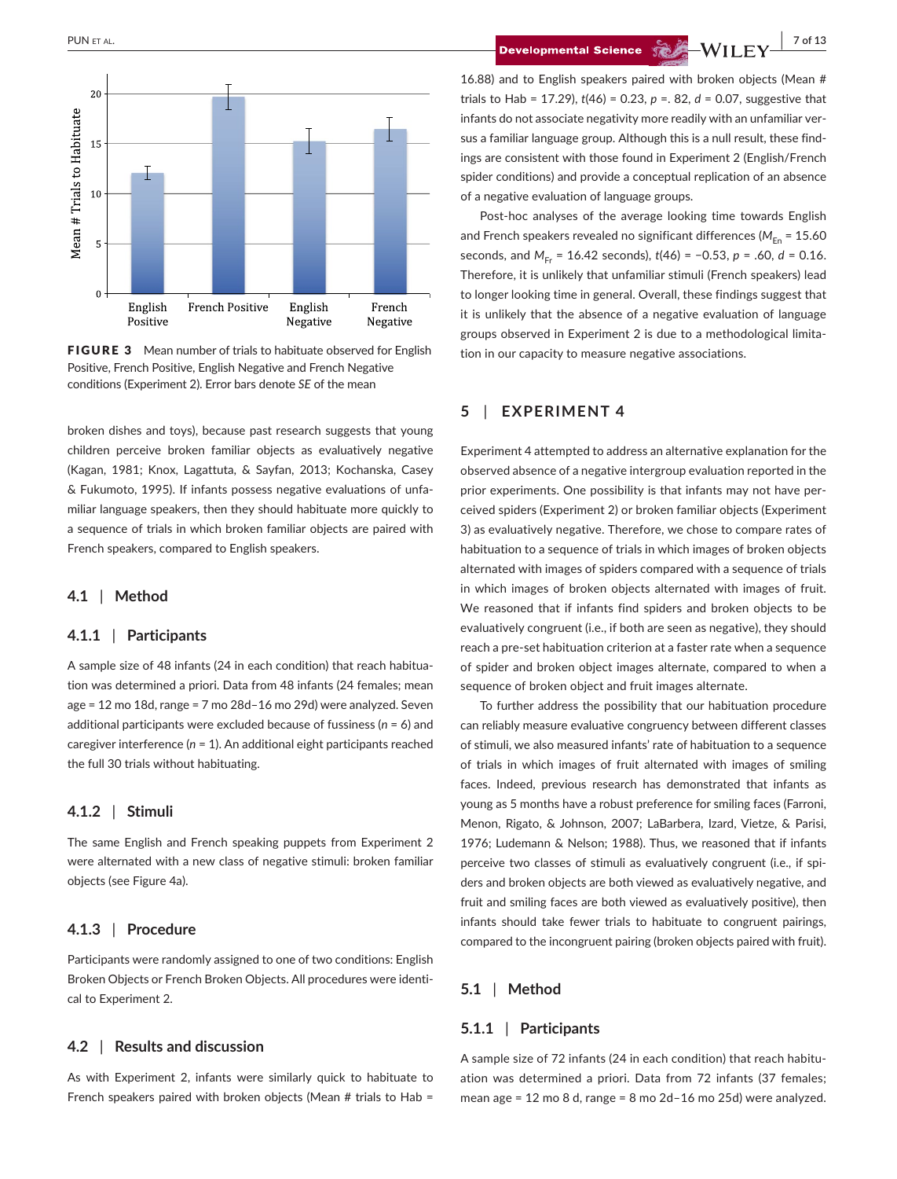FIGURE 3 Mean number of trials to habituate observed for English Positive, French Positive, English Negative and French Negative conditions (Experiment 2). Error bars denote *SE* of the mean

broken dishes and toys), because past research suggests that young children perceive broken familiar objects as evaluatively negative (Kagan, 1981; Knox, Lagattuta, & Sayfan, 2013; Kochanska, Casey & Fukumoto, 1995). If infants possess negative evaluations of unfamiliar language speakers, then they should habituate more quickly to a sequence of trials in which broken familiar objects are paired with French speakers, compared to English speakers.

### 4.1 | Method

#### 4.1.1 | Participants

A sample size of 48 infants (24 in each condition) that reach habituation was determined a priori. Data from 48 infants (24 females; mean age = 12 mo 18d, range = 7 mo 28d–16 mo 29d) were analyzed. Seven additional participants were excluded because of fussiness ($n$ = 6) and caregiver interference ($n$ = 1). An additional eight participants reached the full 30 trials without habituating.

#### 4.1.2 | Stimuli

The same English and French speaking puppets from Experiment 2 were alternated with a new class of negative stimuli: broken familiar objects (see Figure 4a).

#### 4.1.3 | Procedure

Participants were randomly assigned to one of two conditions: English Broken Objects or French Broken Objects. All procedures were identical to Experiment 2.

### 4.2 | Results and discussion

As with Experiment 2, infants were similarly quick to habituate to French speakers paired with broken objects (Mean # trials to Hab = 16.88) and to English speakers paired with broken objects (Mean # trials to Hab = 17.29), $t(46)$ = 0.23, $p$ =. 82, $d$ = 0.07, suggestive that infants do not associate negativity more readily with an unfamiliar versus a familiar language group. Although this is a null result, these findings are consistent with those found in Experiment 2 (English/French spider conditions) and provide a conceptual replication of an absence of a negative evaluation of language groups.

Post-hoc analyses of the average looking time towards English and French speakers revealed no significant differences ($M_{En}$ = 15.60 seconds, and $M_{Fr}$ = 16.42 seconds), $t(46)$ = −0.53, $p$ = .60, $d$ = 0.16. Therefore, it is unlikely that unfamiliar stimuli (French speakers) lead to longer looking time in general. Overall, these findings suggest that it is unlikely that the absence of a negative evaluation of language groups observed in Experiment 2 is due to a methodological limitation in our capacity to measure negative associations.

## 5 | EXPERIMENT 4

Experiment 4 attempted to address an alternative explanation for the observed absence of a negative intergroup evaluation reported in the prior experiments. One possibility is that infants may not have perceived spiders (Experiment 2) or broken familiar objects (Experiment 3) as evaluatively negative. Therefore, we chose to compare rates of habituation to a sequence of trials in which images of broken objects alternated with images of spiders compared with a sequence of trials in which images of broken objects alternated with images of fruit. We reasoned that if infants find spiders and broken objects to be evaluatively congruent (i.e., if both are seen as negative), they should reach a pre-set habituation criterion at a faster rate when a sequence of spider and broken object images alternate, compared to when a sequence of broken object and fruit images alternate.

To further address the possibility that our habituation procedure can reliably measure evaluative congruency between different classes of stimuli, we also measured infants' rate of habituation to a sequence of trials in which images of fruit alternated with images of smiling faces. Indeed, previous research has demonstrated that infants as young as 5 months have a robust preference for smiling faces (Farroni, Menon, Rigato, & Johnson, 2007; LaBarbera, Izard, Vietze, & Parisi, 1976; Ludemann & Nelson; 1988). Thus, we reasoned that if infants perceive two classes of stimuli as evaluatively congruent (i.e., if spiders and broken objects are both viewed as evaluatively negative, and fruit and smiling faces are both viewed as evaluatively positive), then infants should take fewer trials to habituate to congruent pairings, compared to the incongruent pairing (broken objects paired with fruit).

### 5.1 | Method

#### 5.1.1 | Participants

A sample size of 72 infants (24 in each condition) that reach habituation was determined a priori. Data from 72 infants (37 females; mean age = 12 mo 8 d, range = 8 mo 2d–16 mo 25d) were analyzed.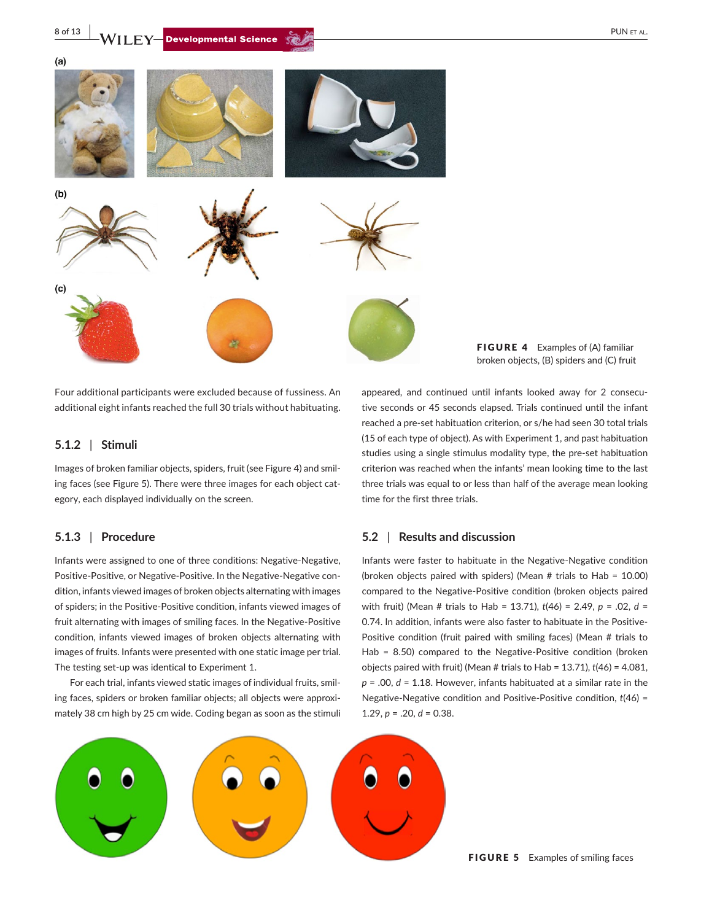(a)

(b)

(c)

**FIGURE 4** Examples of (A) familiar broken objects, (B) spiders and (C) fruit

Four additional participants were excluded because of fussiness. An additional eight infants reached the full 30 trials without habituating.

### 5.1.2 | Stimuli

Images of broken familiar objects, spiders, fruit (see Figure 4) and smiling faces (see Figure 5). There were three images for each object category, each displayed individually on the screen.

### 5.1.3 | Procedure

Infants were assigned to one of three conditions: Negative-Negative, Positive-Positive, or Negative-Positive. In the Negative-Negative condition, infants viewed images of broken objects alternating with images of spiders; in the Positive-Positive condition, infants viewed images of fruit alternating with images of smiling faces. In the Negative-Positive condition, infants viewed images of broken objects alternating with images of fruits. Infants were presented with one static image per trial. The testing set-up was identical to Experiment 1.

For each trial, infants viewed static images of individual fruits, smiling faces, spiders or broken familiar objects; all objects were approximately 38 cm high by 25 cm wide. Coding began as soon as the stimuli appeared, and continued until infants looked away for 2 consecutive seconds or 45 seconds elapsed. Trials continued until the infant reached a pre-set habituation criterion, or s/he had seen 30 total trials (15 of each type of object). As with Experiment 1, and past habituation studies using a single stimulus modality type, the pre-set habituation criterion was reached when the infants' mean looking time to the last three trials was equal to or less than half of the average mean looking time for the first three trials.

## 5.2 | Results and discussion

Infants were faster to habituate in the Negative-Negative condition (broken objects paired with spiders) (Mean # trials to Hab = 10.00) compared to the Negative-Positive condition (broken objects paired with fruit) (Mean # trials to Hab = 13.71), $t(46) = 2.49$, $p = .02$, $d = 0.74$. In addition, infants were also faster to habituate in the Positive-Positive condition (fruit paired with smiling faces) (Mean # trials to Hab = 8.50) compared to the Negative-Positive condition (broken objects paired with fruit) (Mean # trials to Hab = 13.71), $t(46) = 4.081$, $p = .00$, $d = 1.18$. However, infants habituated at a similar rate in the Negative-Negative condition and Positive-Positive condition, $t(46) = 1.29$, $p = .20$, $d = 0.38$.

**FIGURE 5** Examples of smiling faces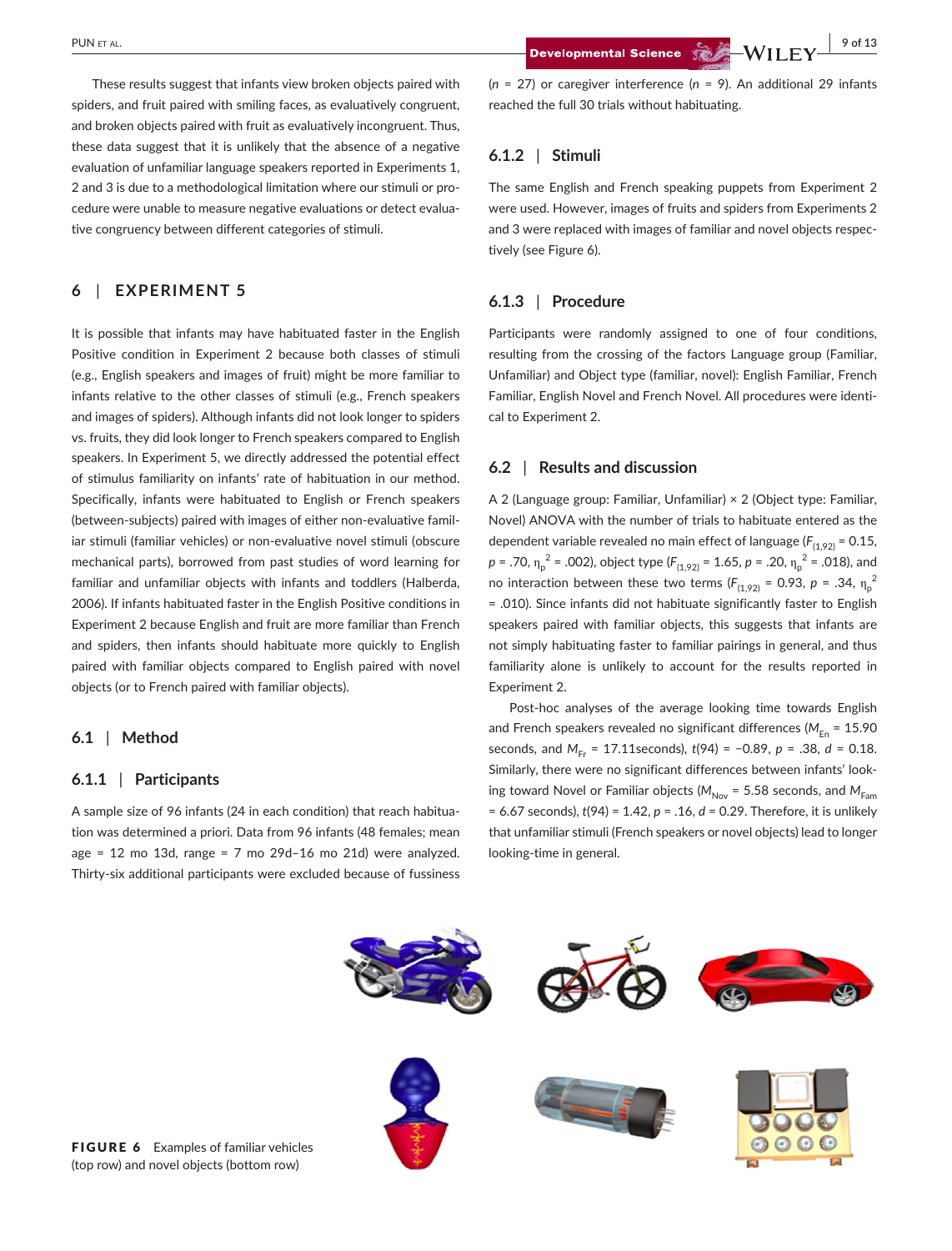These results suggest that infants view broken objects paired with spiders, and fruit paired with smiling faces, as evaluatively congruent, and broken objects paired with fruit as evaluatively incongruent. Thus, these data suggest that it is unlikely that the absence of a negative evaluation of unfamiliar language speakers reported in Experiments 1, 2 and 3 is due to a methodological limitation where our stimuli or procedure were unable to measure negative evaluations or detect evaluative congruency between different categories of stimuli.

## 6 | EXPERIMENT 5

It is possible that infants may have habituated faster in the English Positive condition in Experiment 2 because both classes of stimuli (e.g., English speakers and images of fruit) might be more familiar to infants relative to the other classes of stimuli (e.g., French speakers and images of spiders). Although infants did not look longer to spiders vs. fruits, they did look longer to French speakers compared to English speakers. In Experiment 5, we directly addressed the potential effect of stimulus familiarity on infants' rate of habituation in our method. Specifically, infants were habituated to English or French speakers (between-subjects) paired with images of either non-evaluative familiar stimuli (familiar vehicles) or non-evaluative novel stimuli (obscure mechanical parts), borrowed from past studies of word learning for familiar and unfamiliar objects with infants and toddlers (Halberda, 2006). If infants habituated faster in the English Positive conditions in Experiment 2 because English and fruit are more familiar than French and spiders, then infants should habituate more quickly to English paired with familiar objects compared to English paired with novel objects (or to French paired with familiar objects).

### 6.1 | Method

#### 6.1.1 | Participants

A sample size of 96 infants (24 in each condition) that reach habituation was determined a priori. Data from 96 infants (48 females; mean age = 12 mo 13d, range = 7 mo 29d–16 mo 21d) were analyzed. Thirty-six additional participants were excluded because of fussiness ($n$ = 27) or caregiver interference ($n$ = 9). An additional 29 infants reached the full 30 trials without habituating.

#### 6.1.2 | Stimuli

The same English and French speaking puppets from Experiment 2 were used. However, images of fruits and spiders from Experiments 2 and 3 were replaced with images of familiar and novel objects respectively (see Figure 6).

#### 6.1.3 | Procedure

Participants were randomly assigned to one of four conditions, resulting from the crossing of the factors Language group (Familiar, Unfamiliar) and Object type (familiar, novel): English Familiar, French Familiar, English Novel and French Novel. All procedures were identical to Experiment 2.

### 6.2 | Results and discussion

A 2 (Language group: Familiar, Unfamiliar) × 2 (Object type: Familiar, Novel) ANOVA with the number of trials to habituate entered as the dependent variable revealed no main effect of language ($F_{(1,92)}$ = 0.15, $p$ = .70, $\eta_p^2$ = .002), object type ($F_{(1,92)}$ = 1.65, $p$ = .20, $\eta_p^2$ = .018), and no interaction between these two terms ($F_{(1,92)}$ = 0.93, $p$ = .34, $\eta_p^2$ = .010). Since infants did not habituate significantly faster to English speakers paired with familiar objects, this suggests that infants are not simply habituating faster to familiar pairings in general, and thus familiarity alone is unlikely to account for the results reported in Experiment 2.

Post-hoc analyses of the average looking time towards English and French speakers revealed no significant differences ($M_{En}$ = 15.90 seconds, and $M_{Fr}$ = 17.11seconds), $t$(94) = −0.89, $p$ = .38, $d$ = 0.18. Similarly, there were no significant differences between infants' looking toward Novel or Familiar objects ($M_{Nov}$ = 5.58 seconds, and $M_{Fam}$ = 6.67 seconds), $t$(94) = 1.42, $p$ = .16, $d$ = 0.29. Therefore, it is unlikely that unfamiliar stimuli (French speakers or novel objects) lead to longer looking-time in general.

**FIGURE 6** Examples of familiar vehicles (top row) and novel objects (bottom row)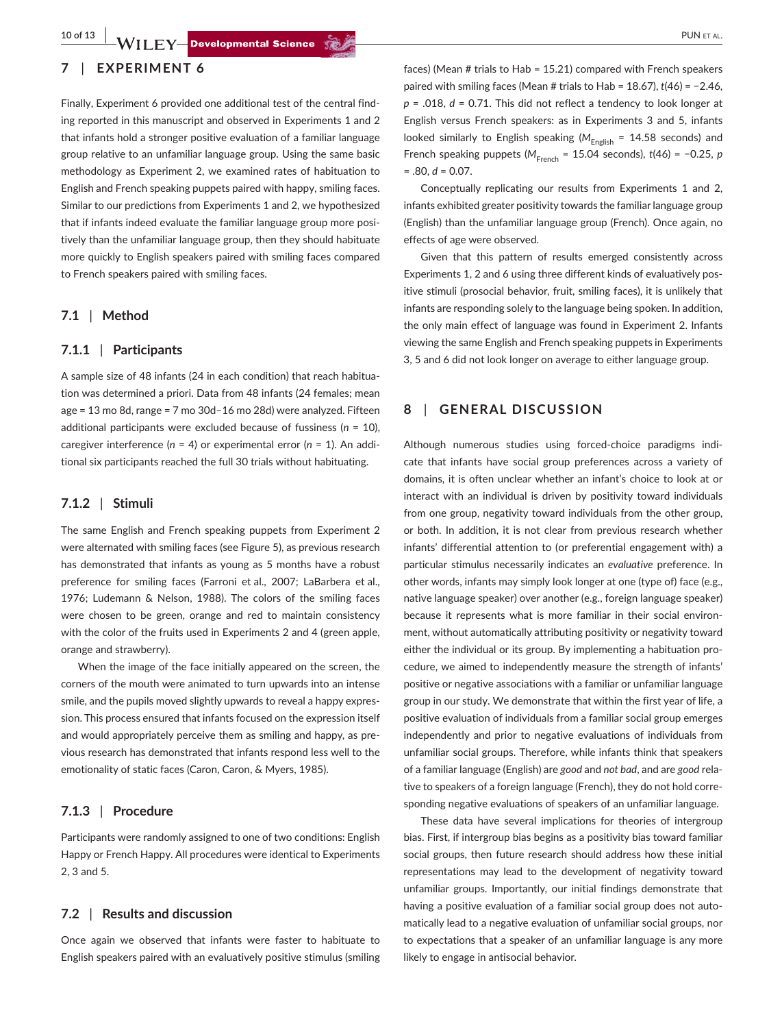## 7 | EXPERIMENT 6

Finally, Experiment 6 provided one additional test of the central finding reported in this manuscript and observed in Experiments 1 and 2 that infants hold a stronger positive evaluation of a familiar language group relative to an unfamiliar language group. Using the same basic methodology as Experiment 2, we examined rates of habituation to English and French speaking puppets paired with happy, smiling faces. Similar to our predictions from Experiments 1 and 2, we hypothesized that if infants indeed evaluate the familiar language group more positively than the unfamiliar language group, then they should habituate more quickly to English speakers paired with smiling faces compared to French speakers paired with smiling faces.

### 7.1 | Method

#### 7.1.1 | Participants

A sample size of 48 infants (24 in each condition) that reach habituation was determined a priori. Data from 48 infants (24 females; mean age = 13 mo 8d, range = 7 mo 30d–16 mo 28d) were analyzed. Fifteen additional participants were excluded because of fussiness ($n$ = 10), caregiver interference ($n$ = 4) or experimental error ($n$ = 1). An additional six participants reached the full 30 trials without habituating.

#### 7.1.2 | Stimuli

The same English and French speaking puppets from Experiment 2 were alternated with smiling faces (see Figure 5), as previous research has demonstrated that infants as young as 5 months have a robust preference for smiling faces (Farroni et al., 2007; LaBarbera et al., 1976; Ludemann & Nelson, 1988). The colors of the smiling faces were chosen to be green, orange and red to maintain consistency with the color of the fruits used in Experiments 2 and 4 (green apple, orange and strawberry).

When the image of the face initially appeared on the screen, the corners of the mouth were animated to turn upwards into an intense smile, and the pupils moved slightly upwards to reveal a happy expression. This process ensured that infants focused on the expression itself and would appropriately perceive them as smiling and happy, as previous research has demonstrated that infants respond less well to the emotionality of static faces (Caron, Caron, & Myers, 1985).

#### 7.1.3 | Procedure

Participants were randomly assigned to one of two conditions: English Happy or French Happy. All procedures were identical to Experiments 2, 3 and 5.

### 7.2 | Results and discussion

Once again we observed that infants were faster to habituate to English speakers paired with an evaluatively positive stimulus (smiling faces) (Mean # trials to Hab = 15.21) compared with French speakers paired with smiling faces (Mean # trials to Hab = 18.67), $t(46) = -2.46$, $p = .018$, $d = 0.71$. This did not reflect a tendency to look longer at English versus French speakers: as in Experiments 3 and 5, infants looked similarly to English speaking ($M_{English}$ = 14.58 seconds) and French speaking puppets ($M_{French}$ = 15.04 seconds), $t(46) = -0.25$, $p = .80$, $d = 0.07$.

Conceptually replicating our results from Experiments 1 and 2, infants exhibited greater positivity towards the familiar language group (English) than the unfamiliar language group (French). Once again, no effects of age were observed.

Given that this pattern of results emerged consistently across Experiments 1, 2 and 6 using three different kinds of evaluatively positive stimuli (prosocial behavior, fruit, smiling faces), it is unlikely that infants are responding solely to the language being spoken. In addition, the only main effect of language was found in Experiment 2. Infants viewing the same English and French speaking puppets in Experiments 3, 5 and 6 did not look longer on average to either language group.

## 8 | GENERAL DISCUSSION

Although numerous studies using forced-choice paradigms indicate that infants have social group preferences across a variety of domains, it is often unclear whether an infant's choice to look at or interact with an individual is driven by positivity toward individuals from one group, negativity toward individuals from the other group, or both. In addition, it is not clear from previous research whether infants' differential attention to (or preferential engagement with) a particular stimulus necessarily indicates an *evaluative* preference. In other words, infants may simply look longer at one (type of) face (e.g., native language speaker) over another (e.g., foreign language speaker) because it represents what is more familiar in their social environment, without automatically attributing positivity or negativity toward either the individual or its group. By implementing a habituation procedure, we aimed to independently measure the strength of infants' positive or negative associations with a familiar or unfamiliar language group in our study. We demonstrate that within the first year of life, a positive evaluation of individuals from a familiar social group emerges independently and prior to negative evaluations of individuals from unfamiliar social groups. Therefore, while infants think that speakers of a familiar language (English) are *good* and *not bad*, and are *good* relative to speakers of a foreign language (French), they do not hold corresponding negative evaluations of speakers of an unfamiliar language.

These data have several implications for theories of intergroup bias. First, if intergroup bias begins as a positivity bias toward familiar social groups, then future research should address how these initial representations may lead to the development of negativity toward unfamiliar groups. Importantly, our initial findings demonstrate that having a positive evaluation of a familiar social group does not automatically lead to a negative evaluation of unfamiliar social groups, nor to expectations that a speaker of an unfamiliar language is any more likely to engage in antisocial behavior.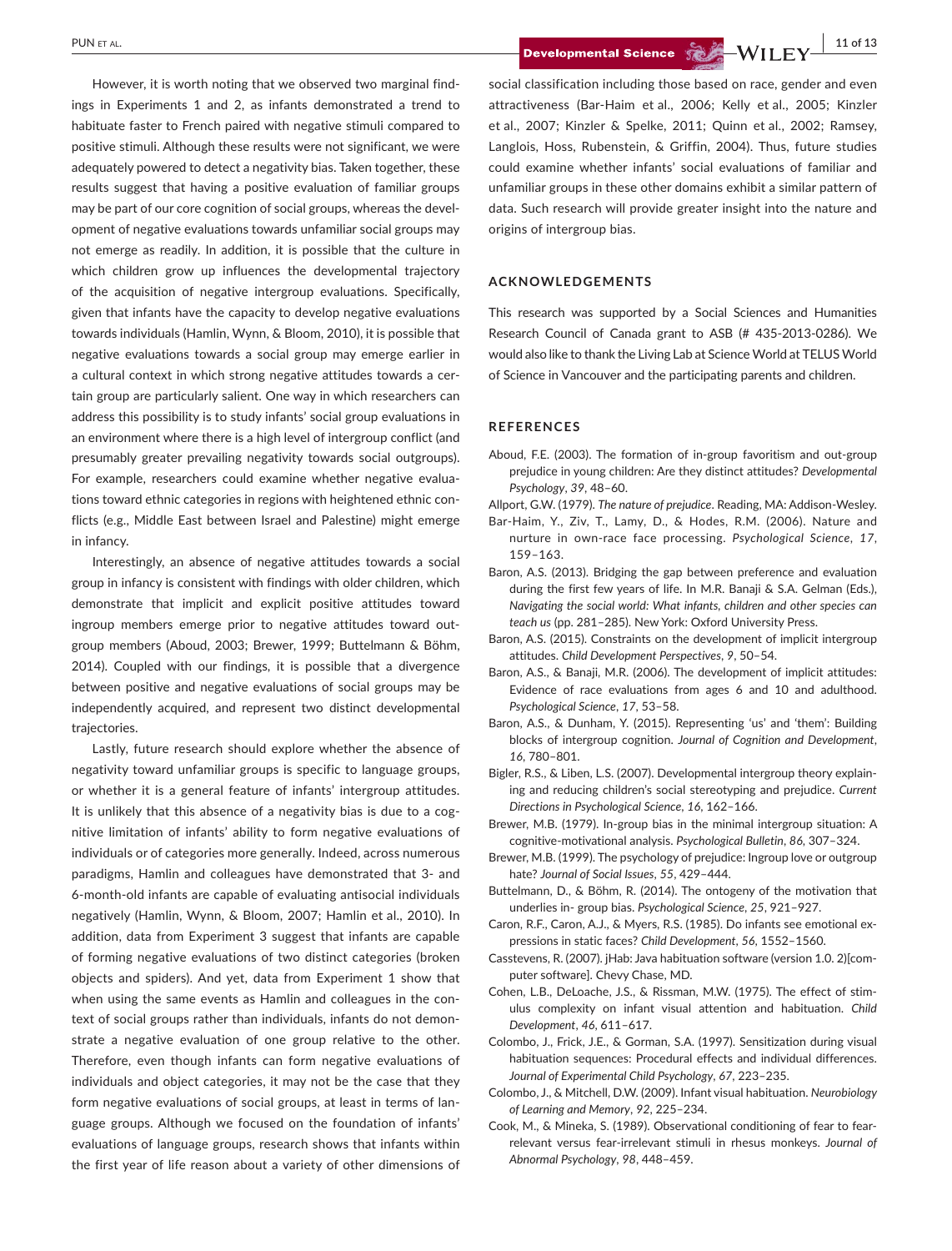However, it is worth noting that we observed two marginal findings in Experiments 1 and 2, as infants demonstrated a trend to habituate faster to French paired with negative stimuli compared to positive stimuli. Although these results were not significant, we were adequately powered to detect a negativity bias. Taken together, these results suggest that having a positive evaluation of familiar groups may be part of our core cognition of social groups, whereas the development of negative evaluations towards unfamiliar social groups may not emerge as readily. In addition, it is possible that the culture in which children grow up influences the developmental trajectory of the acquisition of negative intergroup evaluations. Specifically, given that infants have the capacity to develop negative evaluations towards individuals (Hamlin, Wynn, & Bloom, 2010), it is possible that negative evaluations towards a social group may emerge earlier in a cultural context in which strong negative attitudes towards a certain group are particularly salient. One way in which researchers can address this possibility is to study infants' social group evaluations in an environment where there is a high level of intergroup conflict (and presumably greater prevailing negativity towards social outgroups). For example, researchers could examine whether negative evaluations toward ethnic categories in regions with heightened ethnic conflicts (e.g., Middle East between Israel and Palestine) might emerge in infancy.

Interestingly, an absence of negative attitudes towards a social group in infancy is consistent with findings with older children, which demonstrate that implicit and explicit positive attitudes toward ingroup members emerge prior to negative attitudes toward outgroup members (Aboud, 2003; Brewer, 1999; Buttelmann & Böhm, 2014). Coupled with our findings, it is possible that a divergence between positive and negative evaluations of social groups may be independently acquired, and represent two distinct developmental trajectories.

Lastly, future research should explore whether the absence of negativity toward unfamiliar groups is specific to language groups, or whether it is a general feature of infants' intergroup attitudes. It is unlikely that this absence of a negativity bias is due to a cognitive limitation of infants' ability to form negative evaluations of individuals or of categories more generally. Indeed, across numerous paradigms, Hamlin and colleagues have demonstrated that 3- and 6-month-old infants are capable of evaluating antisocial individuals negatively (Hamlin, Wynn, & Bloom, 2007; Hamlin et al., 2010). In addition, data from Experiment 3 suggest that infants are capable of forming negative evaluations of two distinct categories (broken objects and spiders). And yet, data from Experiment 1 show that when using the same events as Hamlin and colleagues in the context of social groups rather than individuals, infants do not demonstrate a negative evaluation of one group relative to the other. Therefore, even though infants can form negative evaluations of individuals and object categories, it may not be the case that they form negative evaluations of social groups, at least in terms of language groups. Although we focused on the foundation of infants' evaluations of language groups, research shows that infants within the first year of life reason about a variety of other dimensions of social classification including those based on race, gender and even attractiveness (Bar-Haim et al., 2006; Kelly et al., 2005; Kinzler et al., 2007; Kinzler & Spelke, 2011; Quinn et al., 2002; Ramsey, Langlois, Hoss, Rubenstein, & Griffin, 2004). Thus, future studies could examine whether infants' social evaluations of familiar and unfamiliar groups in these other domains exhibit a similar pattern of data. Such research will provide greater insight into the nature and origins of intergroup bias.

## ACKNOWLEDGEMENTS

This research was supported by a Social Sciences and Humanities Research Council of Canada grant to ASB (# 435-2013-0286). We would also like to thank the Living Lab at Science World at TELUS World of Science in Vancouver and the participating parents and children.

## REFERENCES

Aboud, F.E. (2003). The formation of in-group favoritism and out-group prejudice in young children: Are they distinct attitudes? *Developmental Psychology*, *39*, 48–60.

Allport, G.W. (1979). *The nature of prejudice*. Reading, MA: Addison-Wesley.

Bar-Haim, Y., Ziv, T., Lamy, D., & Hodes, R.M. (2006). Nature and nurture in own-race face processing. *Psychological Science*, *17*, 159–163.

Baron, A.S. (2013). Bridging the gap between preference and evaluation during the first few years of life. In M.R. Banaji & S.A. Gelman (Eds.), *Navigating the social world: What infants, children and other species can teach us* (pp. 281–285). New York: Oxford University Press.

Baron, A.S. (2015). Constraints on the development of implicit intergroup attitudes. *Child Development Perspectives*, *9*, 50–54.

Baron, A.S., & Banaji, M.R. (2006). The development of implicit attitudes: Evidence of race evaluations from ages 6 and 10 and adulthood. *Psychological Science*, *17*, 53–58.

Baron, A.S., & Dunham, Y. (2015). Representing 'us' and 'them': Building blocks of intergroup cognition. *Journal of Cognition and Development*, *16*, 780–801.

Bigler, R.S., & Liben, L.S. (2007). Developmental intergroup theory explaining and reducing children's social stereotyping and prejudice. *Current Directions in Psychological Science*, *16*, 162–166.

Brewer, M.B. (1979). In-group bias in the minimal intergroup situation: A cognitive-motivational analysis. *Psychological Bulletin*, *86*, 307–324.

Brewer, M.B. (1999). The psychology of prejudice: Ingroup love or outgroup hate? *Journal of Social Issues*, *55*, 429–444.

Buttelmann, D., & Böhm, R. (2014). The ontogeny of the motivation that underlies in- group bias. *Psychological Science*, *25*, 921–927.

Caron, R.F., Caron, A.J., & Myers, R.S. (1985). Do infants see emotional expressions in static faces? *Child Development*, *56*, 1552–1560.

Casstevens, R. (2007). jHab: Java habituation software (version 1.0. 2)[computer software]. Chevy Chase, MD.

Cohen, L.B., DeLoache, J.S., & Rissman, M.W. (1975). The effect of stimulus complexity on infant visual attention and habituation. *Child Development*, *46*, 611–617.

Colombo, J., Frick, J.E., & Gorman, S.A. (1997). Sensitization during visual habituation sequences: Procedural effects and individual differences. *Journal of Experimental Child Psychology*, *67*, 223–235.

Colombo, J., & Mitchell, D.W. (2009). Infant visual habituation. *Neurobiology of Learning and Memory*, *92*, 225–234.

Cook, M., & Mineka, S. (1989). Observational conditioning of fear to fear-relevant versus fear-irrelevant stimuli in rhesus monkeys. *Journal of Abnormal Psychology*, *98*, 448–459.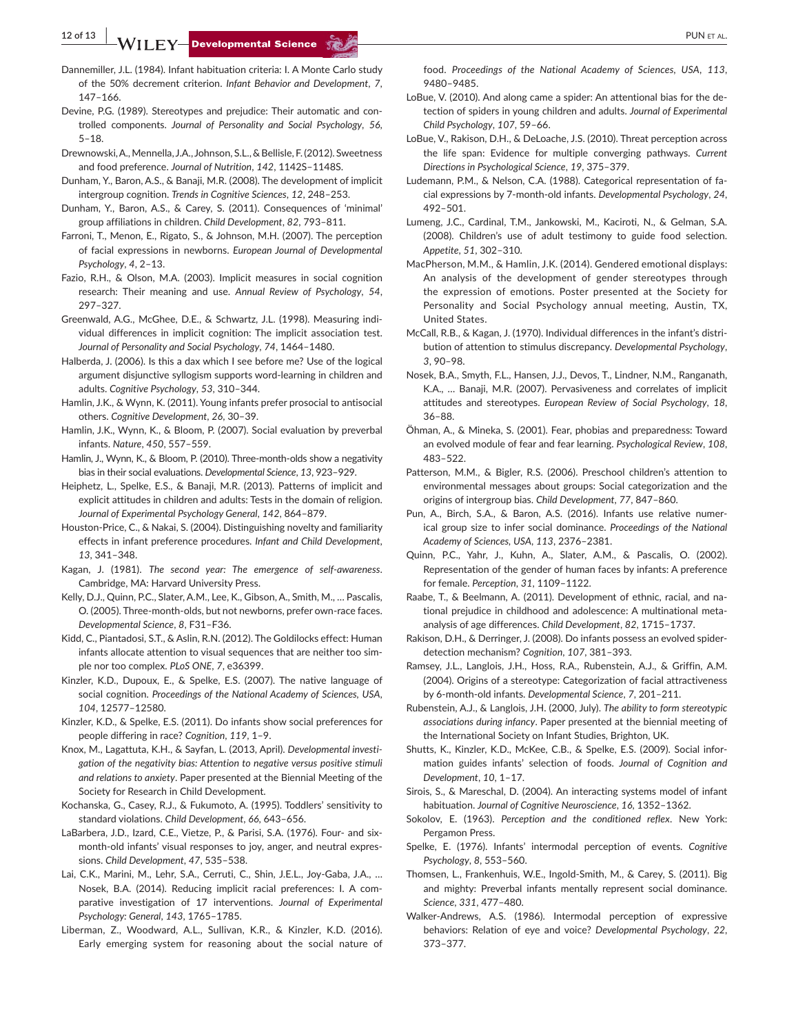Dannemiller, J.L. (1984). Infant habituation criteria: I. A Monte Carlo study of the 50% decrement criterion. *Infant Behavior and Development*, *7*, 147–166.

Devine, P.G. (1989). Stereotypes and prejudice: Their automatic and controlled components. *Journal of Personality and Social Psychology*, *56*, 5–18.

Drewnowski, A., Mennella, J.A., Johnson, S.L., & Bellisle, F. (2012). Sweetness and food preference. *Journal of Nutrition*, *142*, 1142S–1148S.

Dunham, Y., Baron, A.S., & Banaji, M.R. (2008). The development of implicit intergroup cognition. *Trends in Cognitive Sciences*, *12*, 248–253.

Dunham, Y., Baron, A.S., & Carey, S. (2011). Consequences of 'minimal' group affiliations in children. *Child Development*, *82*, 793–811.

Farroni, T., Menon, E., Rigato, S., & Johnson, M.H. (2007). The perception of facial expressions in newborns. *European Journal of Developmental Psychology*, *4*, 2–13.

Fazio, R.H., & Olson, M.A. (2003). Implicit measures in social cognition research: Their meaning and use. *Annual Review of Psychology*, *54*, 297–327.

Greenwald, A.G., McGhee, D.E., & Schwartz, J.L. (1998). Measuring individual differences in implicit cognition: The implicit association test. *Journal of Personality and Social Psychology*, *74*, 1464–1480.

Halberda, J. (2006). Is this a dax which I see before me? Use of the logical argument disjunctive syllogism supports word-learning in children and adults. *Cognitive Psychology*, *53*, 310–344.

Hamlin, J.K., & Wynn, K. (2011). Young infants prefer prosocial to antisocial others. *Cognitive Development*, *26*, 30–39.

Hamlin, J.K., Wynn, K., & Bloom, P. (2007). Social evaluation by preverbal infants. *Nature*, *450*, 557–559.

Hamlin, J., Wynn, K., & Bloom, P. (2010). Three-month-olds show a negativity bias in their social evaluations. *Developmental Science*, *13*, 923–929.

Heiphetz, L., Spelke, E.S., & Banaji, M.R. (2013). Patterns of implicit and explicit attitudes in children and adults: Tests in the domain of religion. *Journal of Experimental Psychology General*, *142*, 864–879.

Houston-Price, C., & Nakai, S. (2004). Distinguishing novelty and familiarity effects in infant preference procedures. *Infant and Child Development*, *13*, 341–348.

Kagan, J. (1981). *The second year: The emergence of self-awareness*. Cambridge, MA: Harvard University Press.

Kelly, D.J., Quinn, P.C., Slater, A.M., Lee, K., Gibson, A., Smith, M., … Pascalis, O. (2005). Three-month-olds, but not newborns, prefer own-race faces. *Developmental Science*, *8*, F31–F36.

Kidd, C., Piantadosi, S.T., & Aslin, R.N. (2012). The Goldilocks effect: Human infants allocate attention to visual sequences that are neither too simple nor too complex. *PLoS ONE*, *7*, e36399.

Kinzler, K.D., Dupoux, E., & Spelke, E.S. (2007). The native language of social cognition. *Proceedings of the National Academy of Sciences, USA*, *104*, 12577–12580.

Kinzler, K.D., & Spelke, E.S. (2011). Do infants show social preferences for people differing in race? *Cognition*, *119*, 1–9.

Knox, M., Lagattuta, K.H., & Sayfan, L. (2013, April). *Developmental investigation of the negativity bias: Attention to negative versus positive stimuli and relations to anxiety*. Paper presented at the Biennial Meeting of the Society for Research in Child Development.

Kochanska, G., Casey, R.J., & Fukumoto, A. (1995). Toddlers' sensitivity to standard violations. *Child Development*, *66*, 643–656.

LaBarbera, J.D., Izard, C.E., Vietze, P., & Parisi, S.A. (1976). Four- and six-month-old infants' visual responses to joy, anger, and neutral expressions. *Child Development*, *47*, 535–538.

Lai, C.K., Marini, M., Lehr, S.A., Cerruti, C., Shin, J.E.L., Joy-Gaba, J.A., … Nosek, B.A. (2014). Reducing implicit racial preferences: I. A comparative investigation of 17 interventions. *Journal of Experimental Psychology: General*, *143*, 1765–1785.

Liberman, Z., Woodward, A.L., Sullivan, K.R., & Kinzler, K.D. (2016). Early emerging system for reasoning about the social nature of food. *Proceedings of the National Academy of Sciences, USA*, *113*, 9480–9485.

LoBue, V. (2010). And along came a spider: An attentional bias for the detection of spiders in young children and adults. *Journal of Experimental Child Psychology*, *107*, 59–66.

LoBue, V., Rakison, D.H., & DeLoache, J.S. (2010). Threat perception across the life span: Evidence for multiple converging pathways. *Current Directions in Psychological Science*, *19*, 375–379.

Ludemann, P.M., & Nelson, C.A. (1988). Categorical representation of facial expressions by 7-month-old infants. *Developmental Psychology*, *24*, 492–501.

Lumeng, J.C., Cardinal, T.M., Jankowski, M., Kaciroti, N., & Gelman, S.A. (2008). Children's use of adult testimony to guide food selection. *Appetite*, *51*, 302–310.

MacPherson, M.M., & Hamlin, J.K. (2014). Gendered emotional displays: An analysis of the development of gender stereotypes through the expression of emotions. Poster presented at the Society for Personality and Social Psychology annual meeting, Austin, TX, United States.

McCall, R.B., & Kagan, J. (1970). Individual differences in the infant's distribution of attention to stimulus discrepancy. *Developmental Psychology*, *3*, 90–98.

Nosek, B.A., Smyth, F.L., Hansen, J.J., Devos, T., Lindner, N.M., Ranganath, K.A., … Banaji, M.R. (2007). Pervasiveness and correlates of implicit attitudes and stereotypes. *European Review of Social Psychology*, *18*, 36–88.

Öhman, A., & Mineka, S. (2001). Fear, phobias and preparedness: Toward an evolved module of fear and fear learning. *Psychological Review*, *108*, 483–522.

Patterson, M.M., & Bigler, R.S. (2006). Preschool children's attention to environmental messages about groups: Social categorization and the origins of intergroup bias. *Child Development*, *77*, 847–860.

Pun, A., Birch, S.A., & Baron, A.S. (2016). Infants use relative numerical group size to infer social dominance. *Proceedings of the National Academy of Sciences, USA*, *113*, 2376–2381.

Quinn, P.C., Yahr, J., Kuhn, A., Slater, A.M., & Pascalis, O. (2002). Representation of the gender of human faces by infants: A preference for female. *Perception*, *31*, 1109–1122.

Raabe, T., & Beelmann, A. (2011). Development of ethnic, racial, and national prejudice in childhood and adolescence: A multinational meta-analysis of age differences. *Child Development*, *82*, 1715–1737.

Rakison, D.H., & Derringer, J. (2008). Do infants possess an evolved spider-detection mechanism? *Cognition*, *107*, 381–393.

Ramsey, J.L., Langlois, J.H., Hoss, R.A., Rubenstein, A.J., & Griffin, A.M. (2004). Origins of a stereotype: Categorization of facial attractiveness by 6-month-old infants. *Developmental Science*, *7*, 201–211.

Rubenstein, A.J., & Langlois, J.H. (2000, July). *The ability to form stereotypic associations during infancy*. Paper presented at the biennial meeting of the International Society on Infant Studies, Brighton, UK.

Shutts, K., Kinzler, K.D., McKee, C.B., & Spelke, E.S. (2009). Social information guides infants' selection of foods. *Journal of Cognition and Development*, *10*, 1–17.

Sirois, S., & Mareschal, D. (2004). An interacting systems model of infant habituation. *Journal of Cognitive Neuroscience*, *16*, 1352–1362.

Sokolov, E. (1963). *Perception and the conditioned reflex*. New York: Pergamon Press.

Spelke, E. (1976). Infants' intermodal perception of events. *Cognitive Psychology*, *8*, 553–560.

Thomsen, L., Frankenhuis, W.E., Ingold-Smith, M., & Carey, S. (2011). Big and mighty: Preverbal infants mentally represent social dominance. *Science*, *331*, 477–480.

Walker-Andrews, A.S. (1986). Intermodal perception of expressive behaviors: Relation of eye and voice? *Developmental Psychology*, *22*, 373–377.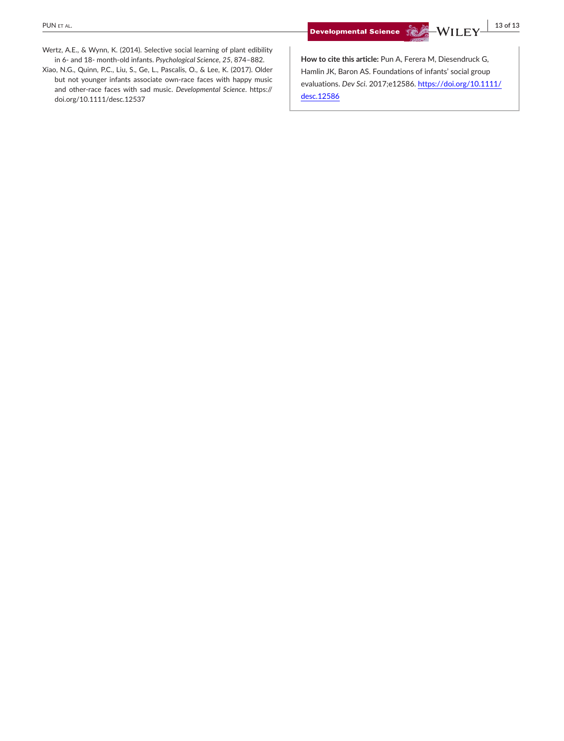Wertz, A.E., & Wynn, K. (2014). Selective social learning of plant edibility in 6- and 18- month-old infants. *Psychological Science*, *25*, 874–882.

Xiao, N.G., Quinn, P.C., Liu, S., Ge, L., Pascalis, O., & Lee, K. (2017). Older but not younger infants associate own-race faces with happy music and other-race faces with sad music. *Developmental Science*. https://doi.org/10.1111/desc.12537

**How to cite this article:** Pun A, Ferera M, Diesendruck G, Hamlin JK, Baron AS. Foundations of infants' social group evaluations. *Dev Sci*. 2017;e12586. https://doi.org/10.1111/desc.12586